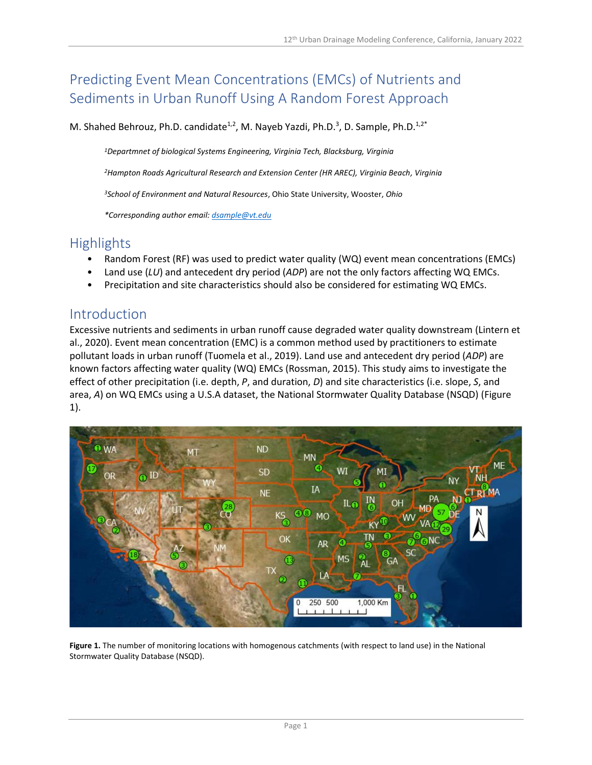# Predicting Event Mean Concentrations (EMCs) of Nutrients and Sediments in Urban Runoff Using A Random Forest Approach

M. Shahed Behrouz, Ph.D. candidate[1,2], M. Nayeb Yazdi, Ph.D.[3], D. Sample, Ph.D.[1,2*]

[1]*Departmnet of biological Systems Engineering, Virginia Tech, Blacksburg, Virginia*

[2]*Hampton Roads Agricultural Research and Extension Center (HR AREC), Virginia Beach, Virginia*

[3]*School of Environment and Natural Resources*, Ohio State University, Wooster, *Ohio*

*\*Corresponding author email: dsample@vt.edu*

## Highlights

- Random Forest (RF) was used to predict water quality (WQ) event mean concentrations (EMCs)
- Land use (*LU*) and antecedent dry period (*ADP*) are not the only factors affecting WQ EMCs.
- Precipitation and site characteristics should also be considered for estimating WQ EMCs.

## Introduction

Excessive nutrients and sediments in urban runoff cause degraded water quality downstream (Lintern et al., 2020). Event mean concentration (EMC) is a common method used by practitioners to estimate pollutant loads in urban runoff (Tuomela et al., 2019). Land use and antecedent dry period (*ADP*) are known factors affecting water quality (WQ) EMCs (Rossman, 2015). This study aims to investigate the effect of other precipitation (i.e. depth, *P*, and duration, *D*) and site characteristics (i.e. slope, *S*, and area, *A*) on WQ EMCs using a U.S.A dataset, the National Stormwater Quality Database (NSQD) (Figure 1).

**Figure 1.** The number of monitoring locations with homogenous catchments (with respect to land use) in the National Stormwater Quality Database (NSQD).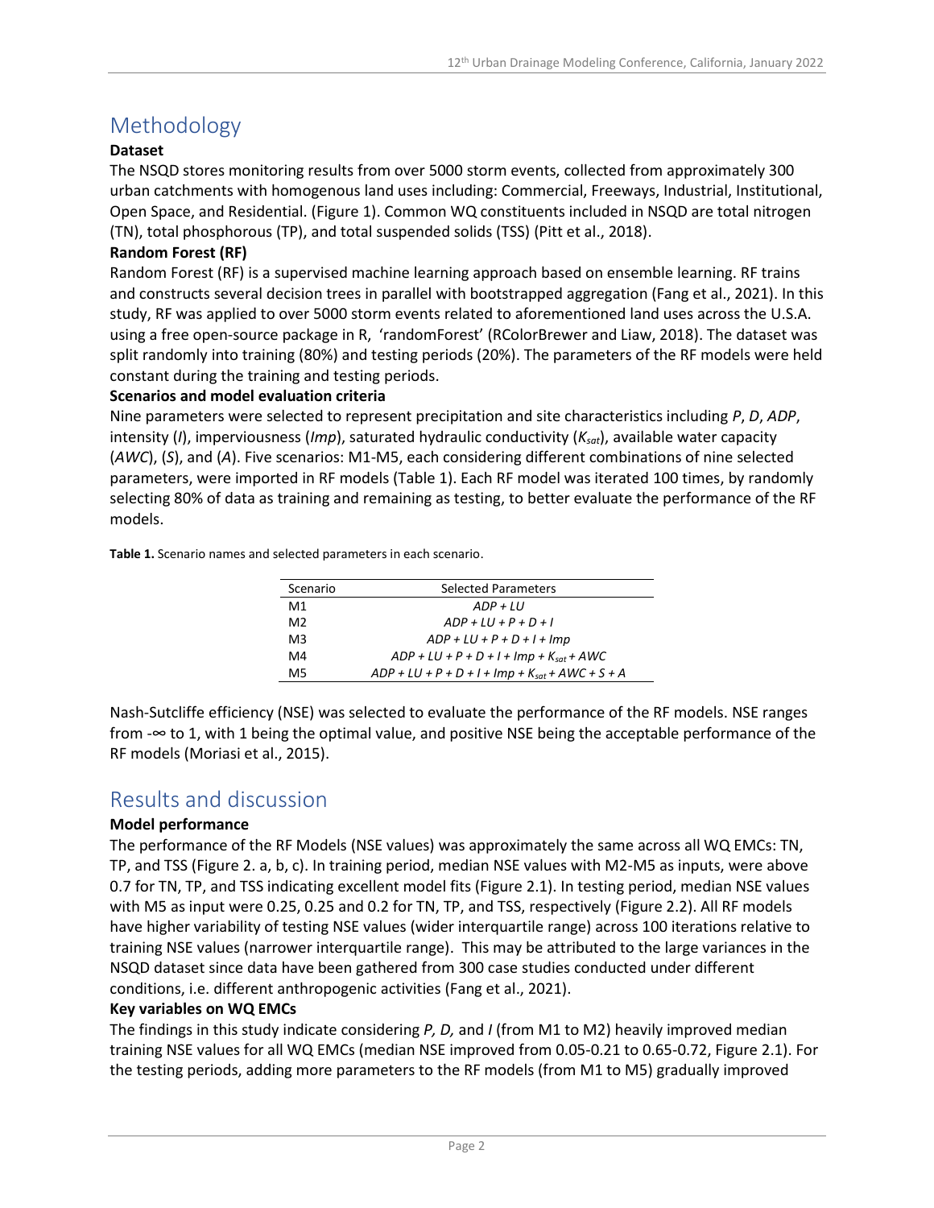# Methodology

**Dataset**

The NSQD stores monitoring results from over 5000 storm events, collected from approximately 300 urban catchments with homogenous land uses including: Commercial, Freeways, Industrial, Institutional, Open Space, and Residential. (Figure 1). Common WQ constituents included in NSQD are total nitrogen (TN), total phosphorous (TP), and total suspended solids (TSS) (Pitt et al., 2018).

**Random Forest (RF)**

Random Forest (RF) is a supervised machine learning approach based on ensemble learning. RF trains and constructs several decision trees in parallel with bootstrapped aggregation (Fang et al., 2021). In this study, RF was applied to over 5000 storm events related to aforementioned land uses across the U.S.A. using a free open-source package in R, 'randomForest' (RColorBrewer and Liaw, 2018). The dataset was split randomly into training (80%) and testing periods (20%). The parameters of the RF models were held constant during the training and testing periods.

**Scenarios and model evaluation criteria**

Nine parameters were selected to represent precipitation and site characteristics including *P*, *D*, *ADP*, intensity (*I*), imperviousness (*Imp*), saturated hydraulic conductivity ($K_{sat}$), available water capacity (*AWC*), (*S*), and (*A*). Five scenarios: M1-M5, each considering different combinations of nine selected parameters, were imported in RF models (Table 1). Each RF model was iterated 100 times, by randomly selecting 80% of data as training and remaining as testing, to better evaluate the performance of the RF models.

**Table 1.** Scenario names and selected parameters in each scenario.

| Scenario | Selected Parameters |
|---|---|
| M1 | $ADP + LU$ |
| M2 | $ADP + LU + P + D + I$ |
| M3 | $ADP + LU + P + D + I + Imp$ |
| M4 | $ADP + LU + P + D + I + Imp + K_{sat} + AWC$ |
| M5 | $ADP + LU + P + D + I + Imp + K_{sat} + AWC + S + A$ |

Nash-Sutcliffe efficiency (NSE) was selected to evaluate the performance of the RF models. NSE ranges from -∞ to 1, with 1 being the optimal value, and positive NSE being the acceptable performance of the RF models (Moriasi et al., 2015).

# Results and discussion

**Model performance**

The performance of the RF Models (NSE values) was approximately the same across all WQ EMCs: TN, TP, and TSS (Figure 2. a, b, c). In training period, median NSE values with M2-M5 as inputs, were above 0.7 for TN, TP, and TSS indicating excellent model fits (Figure 2.1). In testing period, median NSE values with M5 as input were 0.25, 0.25 and 0.2 for TN, TP, and TSS, respectively (Figure 2.2). All RF models have higher variability of testing NSE values (wider interquartile range) across 100 iterations relative to training NSE values (narrower interquartile range). This may be attributed to the large variances in the NSQD dataset since data have been gathered from 300 case studies conducted under different conditions, i.e. different anthropogenic activities (Fang et al., 2021).

**Key variables on WQ EMCs**

The findings in this study indicate considering *P, D,* and *I* (from M1 to M2) heavily improved median training NSE values for all WQ EMCs (median NSE improved from 0.05-0.21 to 0.65-0.72, Figure 2.1). For the testing periods, adding more parameters to the RF models (from M1 to M5) gradually improved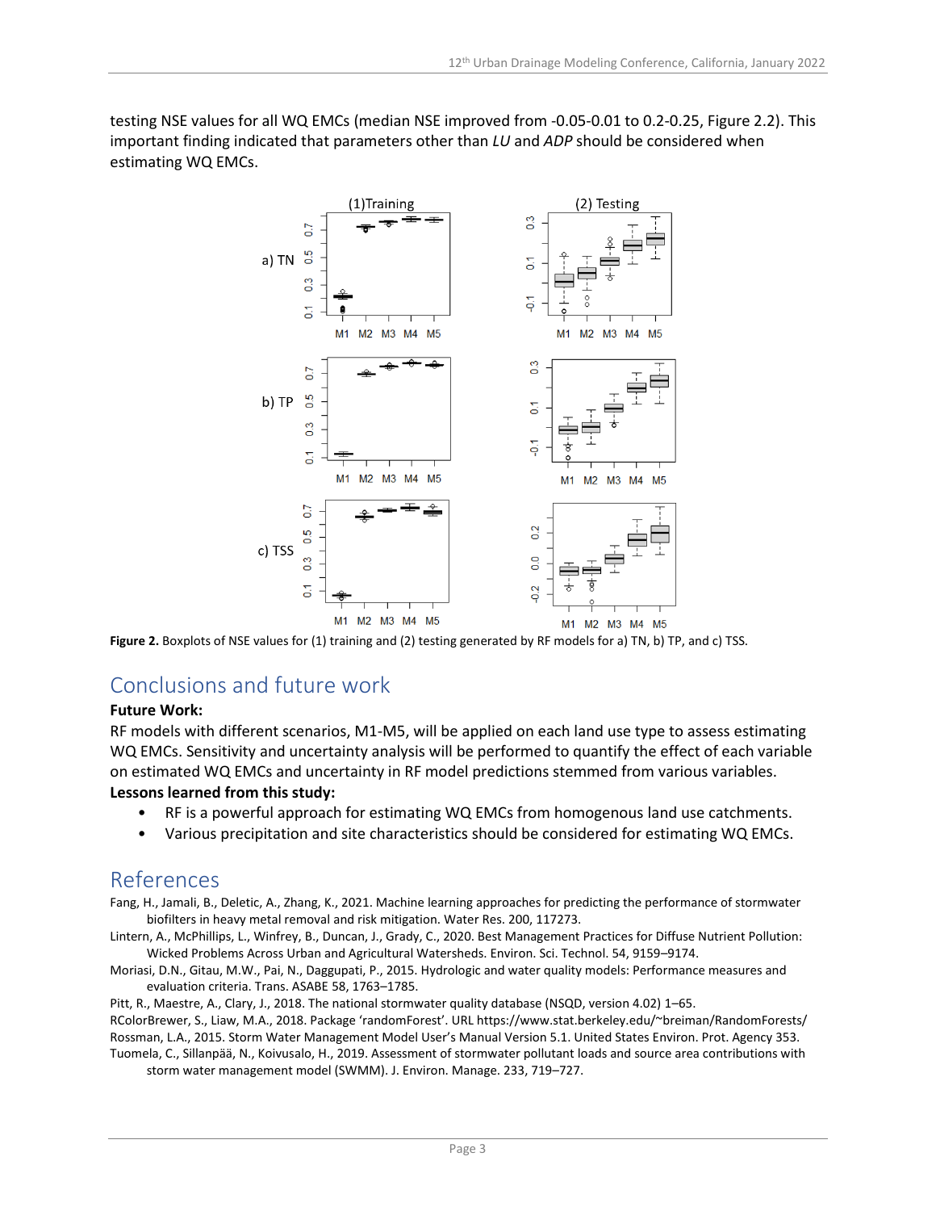testing NSE values for all WQ EMCs (median NSE improved from -0.05-0.01 to 0.2-0.25, Figure 2.2). This important finding indicated that parameters other than *LU* and *ADP* should be considered when estimating WQ EMCs.

(1)Training

(2) Testing

a) TN

b) TP

c) TSS

M1 M2 M3 M4 M5

**Figure 2.** Boxplots of NSE values for (1) training and (2) testing generated by RF models for a) TN, b) TP, and c) TSS.

## Conclusions and future work

**Future Work:**

RF models with different scenarios, M1-M5, will be applied on each land use type to assess estimating WQ EMCs. Sensitivity and uncertainty analysis will be performed to quantify the effect of each variable on estimated WQ EMCs and uncertainty in RF model predictions stemmed from various variables.

**Lessons learned from this study:**

- RF is a powerful approach for estimating WQ EMCs from homogenous land use catchments.
- Various precipitation and site characteristics should be considered for estimating WQ EMCs.

## References

Fang, H., Jamali, B., Deletic, A., Zhang, K., 2021. Machine learning approaches for predicting the performance of stormwater biofilters in heavy metal removal and risk mitigation. Water Res. 200, 117273.

Lintern, A., McPhillips, L., Winfrey, B., Duncan, J., Grady, C., 2020. Best Management Practices for Diffuse Nutrient Pollution: Wicked Problems Across Urban and Agricultural Watersheds. Environ. Sci. Technol. 54, 9159–9174.

Moriasi, D.N., Gitau, M.W., Pai, N., Daggupati, P., 2015. Hydrologic and water quality models: Performance measures and evaluation criteria. Trans. ASABE 58, 1763–1785.

Pitt, R., Maestre, A., Clary, J., 2018. The national stormwater quality database (NSQD, version 4.02) 1–65.

RColorBrewer, S., Liaw, M.A., 2018. Package 'randomForest'. URL https://www.stat.berkeley.edu/~breiman/RandomForests/

Rossman, L.A., 2015. Storm Water Management Model User's Manual Version 5.1. United States Environ. Prot. Agency 353.

Tuomela, C., Sillanpää, N., Koivusalo, H., 2019. Assessment of stormwater pollutant loads and source area contributions with storm water management model (SWMM). J. Environ. Manage. 233, 719–727.